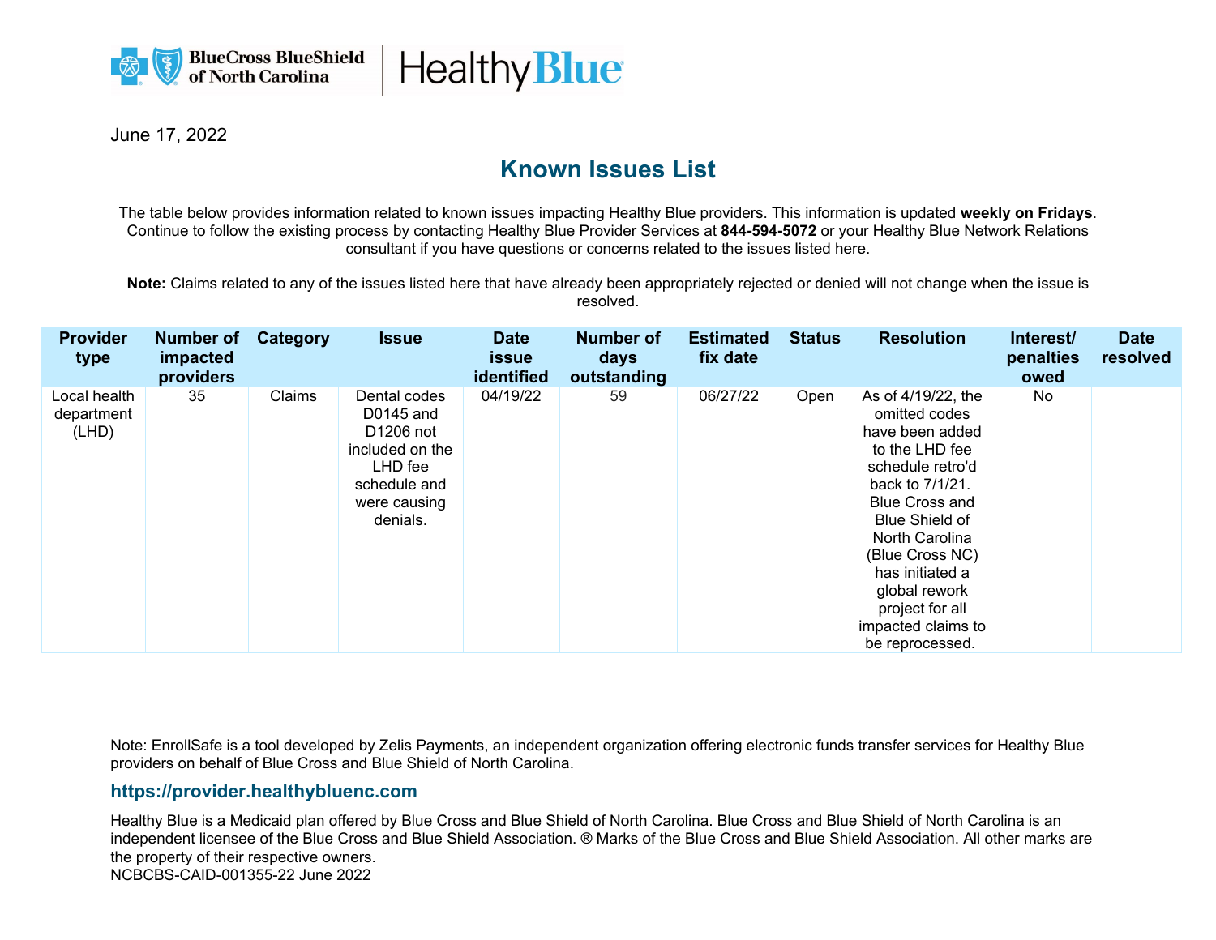June 17, 2022

# Known Issues List

The table below provides information related to known issues impacting Healthy Blue providers. This information is updated **weekly on Fridays**. Continue to follow the existing process by contacting Healthy Blue Provider Services at **844-594-5072** or your Healthy Blue Network Relations consultant if you have questions or concerns related to the issues listed here.

**Note:** Claims related to any of the issues listed here that have already been appropriately rejected or denied will not change when the issue is resolved.

| Provider type | Number of impacted providers | Category | Issue | Date issue identified | Number of days outstanding | Estimated fix date | Status | Resolution | Interest/ penalties owed | Date resolved |
|---|---|---|---|---|---|---|---|---|---|---|
| Local health department (LHD) | 35 | Claims | Dental codes D0145 and D1206 not included on the LHD fee schedule and were causing denials. | 04/19/22 | 59 | 06/27/22 | Open | As of 4/19/22, the omitted codes have been added to the LHD fee schedule retro'd back to 7/1/21. Blue Cross and Blue Shield of North Carolina (Blue Cross NC) has initiated a global rework project for all impacted claims to be reprocessed. | No | |

Note: EnrollSafe is a tool developed by Zelis Payments, an independent organization offering electronic funds transfer services for Healthy Blue providers on behalf of Blue Cross and Blue Shield of North Carolina.

**https://provider.healthybluenc.com**

Healthy Blue is a Medicaid plan offered by Blue Cross and Blue Shield of North Carolina. Blue Cross and Blue Shield of North Carolina is an independent licensee of the Blue Cross and Blue Shield Association. ® Marks of the Blue Cross and Blue Shield Association. All other marks are the property of their respective owners.
NCBCBS-CAID-001355-22 June 2022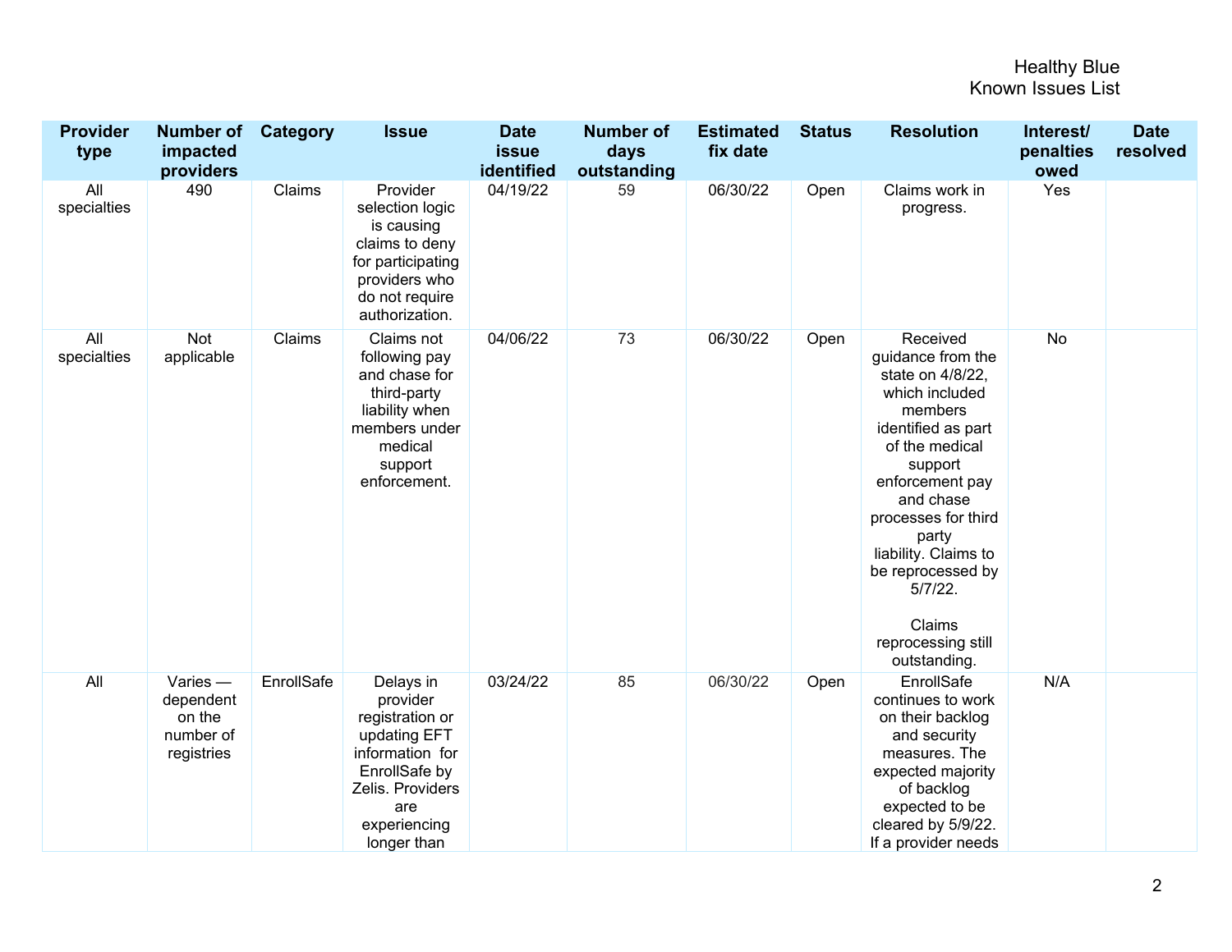| Provider type | Number of impacted providers | Category | Issue | Date issue identified | Number of days outstanding | Estimated fix date | Status | Resolution | Interest/ penalties owed | Date resolved |
|---|---|---|---|---|---|---|---|---|---|---|
| All specialties | 490 | Claims | Provider selection logic is causing claims to deny for participating providers who do not require authorization. | 04/19/22 | 59 | 06/30/22 | Open | Claims work in progress. | Yes | |
| All specialties | Not applicable | Claims | Claims not following pay and chase for third-party liability when members under medical support enforcement. | 04/06/22 | 73 | 06/30/22 | Open | Received guidance from the state on 4/8/22, which included members identified as part of the medical support enforcement pay and chase processes for third party liability. Claims to be reprocessed by 5/7/22.<br><br>Claims reprocessing still outstanding. | No | |
| All | Varies — dependent on the number of registries | EnrollSafe | Delays in provider registration or updating EFT information for EnrollSafe by Zelis. Providers are experiencing longer than | 03/24/22 | 85 | 06/30/22 | Open | EnrollSafe continues to work on their backlog and security measures. The expected majority of backlog expected to be cleared by 5/9/22. If a provider needs | N/A | |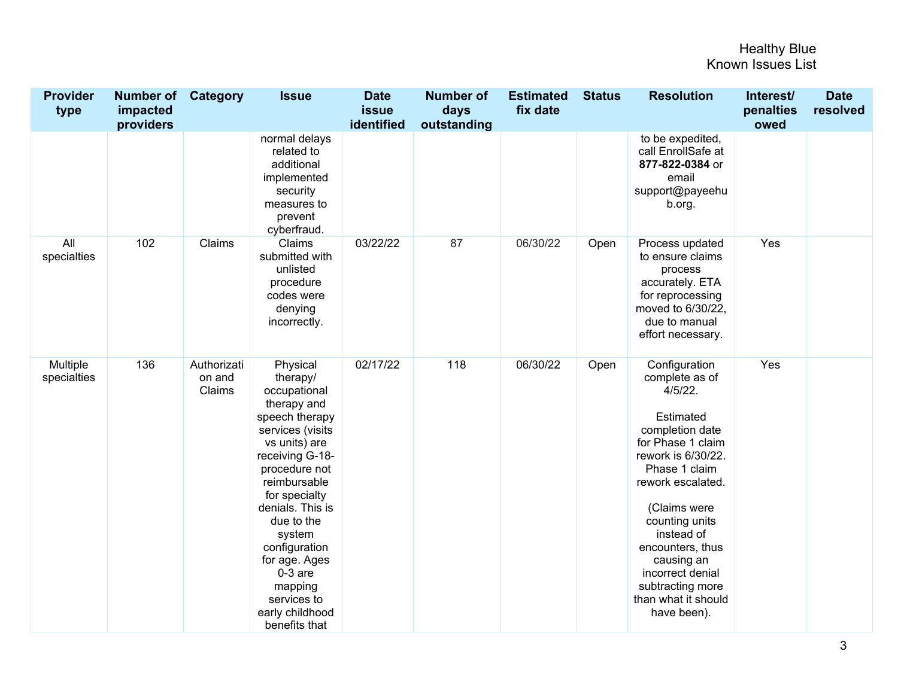| Provider type | Number of impacted providers | Category | Issue | Date issue identified | Number of days outstanding | Estimated fix date | Status | Resolution | Interest/ penalties owed | Date resolved |
|---|---|---|---|---|---|---|---|---|---|---|
| | | | normal delays related to additional implemented security measures to prevent cyberfraud. | | | | | to be expedited, call EnrollSafe at **877-822-0384** or email support@payeehub.org. | | |
| All specialties | 102 | Claims | Claims submitted with unlisted procedure codes were denying incorrectly. | 03/22/22 | 87 | 06/30/22 | Open | Process updated to ensure claims process accurately. ETA for reprocessing moved to 6/30/22, due to manual effort necessary. | Yes | |
| Multiple specialties | 136 | Authorization and Claims | Physical therapy/ occupational therapy and speech therapy services (visits vs units) are receiving G-18-procedure not reimbursable for specialty denials. This is due to the system configuration for age. Ages 0-3 are mapping services to early childhood benefits that | 02/17/22 | 118 | 06/30/22 | Open | Configuration complete as of 4/5/22.<br><br>Estimated completion date for Phase 1 claim rework is 6/30/22. Phase 1 claim rework escalated.<br><br>(Claims were counting units instead of encounters, thus causing an incorrect denial subtracting more than what it should have been). | Yes | |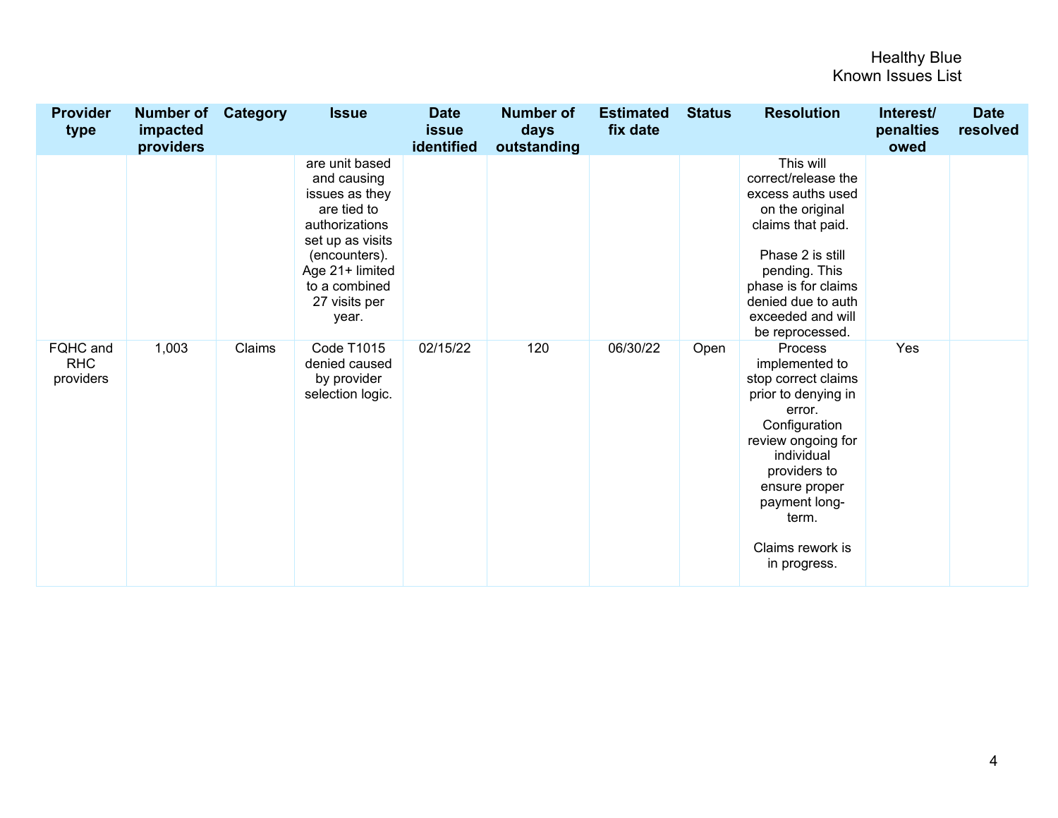| Provider type | Number of impacted providers | Category | Issue | Date issue identified | Number of days outstanding | Estimated fix date | Status | Resolution | Interest/ penalties owed | Date resolved |
|---|---|---|---|---|---|---|---|---|---|---|
| | | | are unit based and causing issues as they are tied to authorizations set up as visits (encounters). Age 21+ limited to a combined 27 visits per year. | | | | | This will correct/release the excess auths used on the original claims that paid.<br><br>Phase 2 is still pending. This phase is for claims denied due to auth exceeded and will be reprocessed. | | |
| FQHC and RHC providers | 1,003 | Claims | Code T1015 denied caused by provider selection logic. | 02/15/22 | 120 | 06/30/22 | Open | Process implemented to stop correct claims prior to denying in error. Configuration review ongoing for individual providers to ensure proper payment long-term.<br><br>Claims rework is in progress. | Yes | |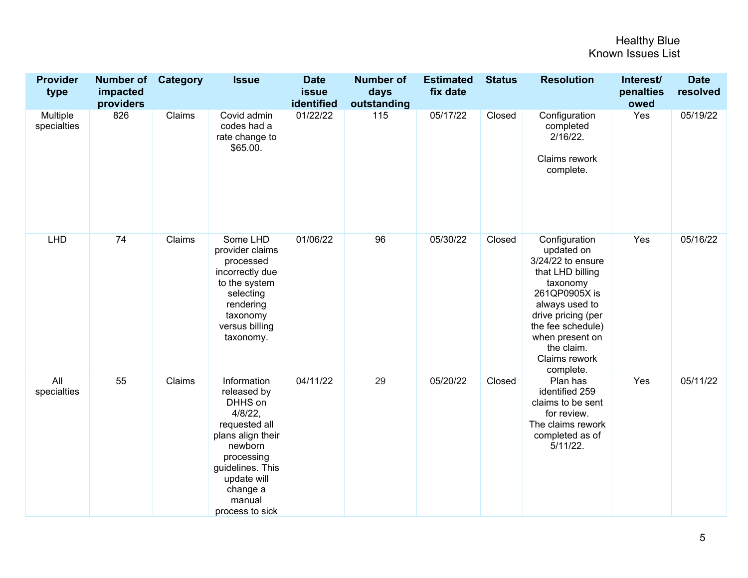Healthy Blue
Known Issues List

| Provider type | Number of impacted providers | Category | Issue | Date issue identified | Number of days outstanding | Estimated fix date | Status | Resolution | Interest/ penalties owed | Date resolved |
|---|---|---|---|---|---|---|---|---|---|---|
| Multiple specialties | 826 | Claims | Covid admin codes had a rate change to $65.00. | 01/22/22 | 115 | 05/17/22 | Closed | Configuration completed 2/16/22. Claims rework complete. | Yes | 05/19/22 |
| LHD | 74 | Claims | Some LHD provider claims processed incorrectly due to the system selecting rendering taxonomy versus billing taxonomy. | 01/06/22 | 96 | 05/30/22 | Closed | Configuration updated on 3/24/22 to ensure that LHD billing taxonomy 261QP0905X is always used to drive pricing (per the fee schedule) when present on the claim. Claims rework complete. | Yes | 05/16/22 |
| All specialties | 55 | Claims | Information released by DHHS on 4/8/22, requested all plans align their newborn processing guidelines. This update will change a manual process to sick | 04/11/22 | 29 | 05/20/22 | Closed | Plan has identified 259 claims to be sent for review. The claims rework completed as of 5/11/22. | Yes | 05/11/22 |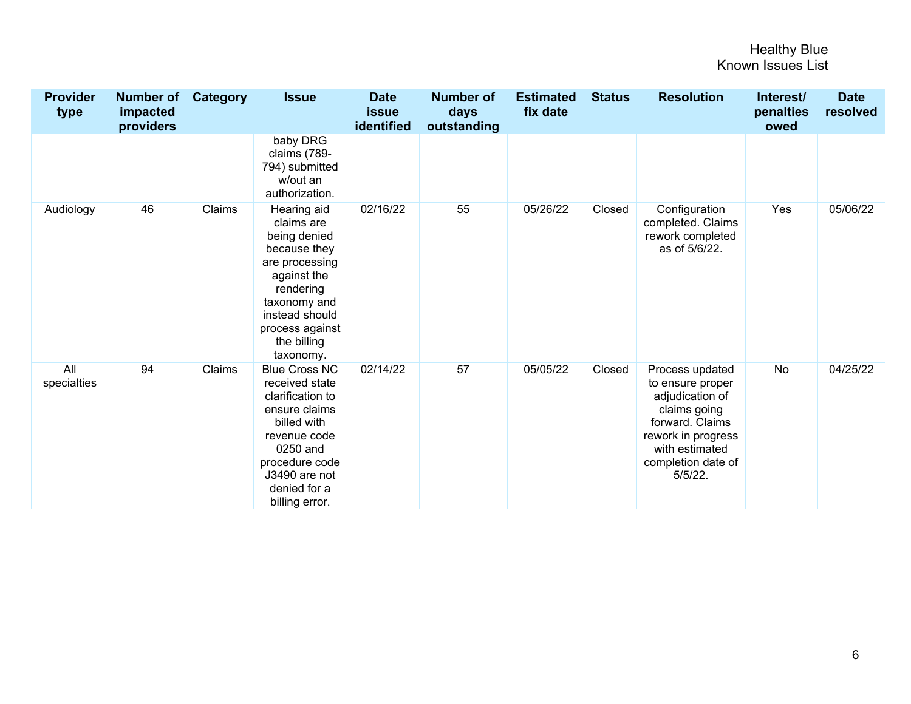Healthy Blue
Known Issues List

| Provider type | Number of impacted providers | Category | Issue | Date issue identified | Number of days outstanding | Estimated fix date | Status | Resolution | Interest/ penalties owed | Date resolved |
|---|---|---|---|---|---|---|---|---|---|---|
| | | | baby DRG claims (789-794) submitted w/out an authorization. | | | | | | | |
| Audiology | 46 | Claims | Hearing aid claims are being denied because they are processing against the rendering taxonomy and instead should process against the billing taxonomy. | 02/16/22 | 55 | 05/26/22 | Closed | Configuration completed. Claims rework completed as of 5/6/22. | Yes | 05/06/22 |
| All specialties | 94 | Claims | Blue Cross NC received state clarification to ensure claims billed with revenue code 0250 and procedure code J3490 are not denied for a billing error. | 02/14/22 | 57 | 05/05/22 | Closed | Process updated to ensure proper adjudication of claims going forward. Claims rework in progress with estimated completion date of 5/5/22. | No | 04/25/22 |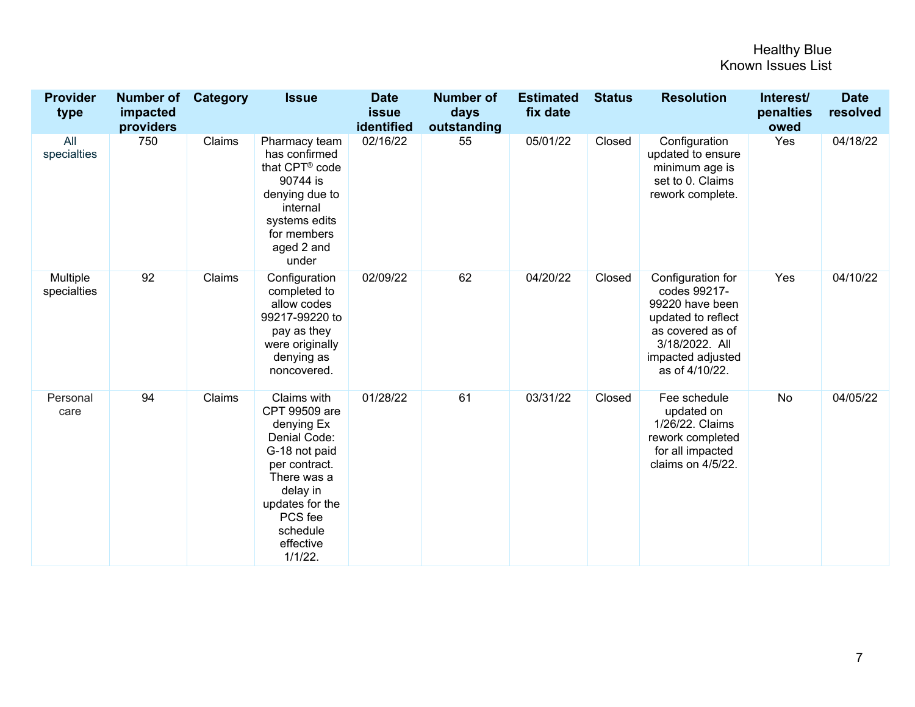Healthy Blue
Known Issues List

| Provider type | Number of impacted providers | Category | Issue | Date issue identified | Number of days outstanding | Estimated fix date | Status | Resolution | Interest/ penalties owed | Date resolved |
|---|---|---|---|---|---|---|---|---|---|---|
| All specialties | 750 | Claims | Pharmacy team has confirmed that CPT® code 90744 is denying due to internal systems edits for members aged 2 and under | 02/16/22 | 55 | 05/01/22 | Closed | Configuration updated to ensure minimum age is set to 0. Claims rework complete. | Yes | 04/18/22 |
| Multiple specialties | 92 | Claims | Configuration completed to allow codes 99217-99220 to pay as they were originally denying as noncovered. | 02/09/22 | 62 | 04/20/22 | Closed | Configuration for codes 99217-99220 have been updated to reflect as covered as of 3/18/2022. All impacted adjusted as of 4/10/22. | Yes | 04/10/22 |
| Personal care | 94 | Claims | Claims with CPT 99509 are denying Ex Denial Code: G-18 not paid per contract. There was a delay in updates for the PCS fee schedule effective 1/1/22. | 01/28/22 | 61 | 03/31/22 | Closed | Fee schedule updated on 1/26/22. Claims rework completed for all impacted claims on 4/5/22. | No | 04/05/22 |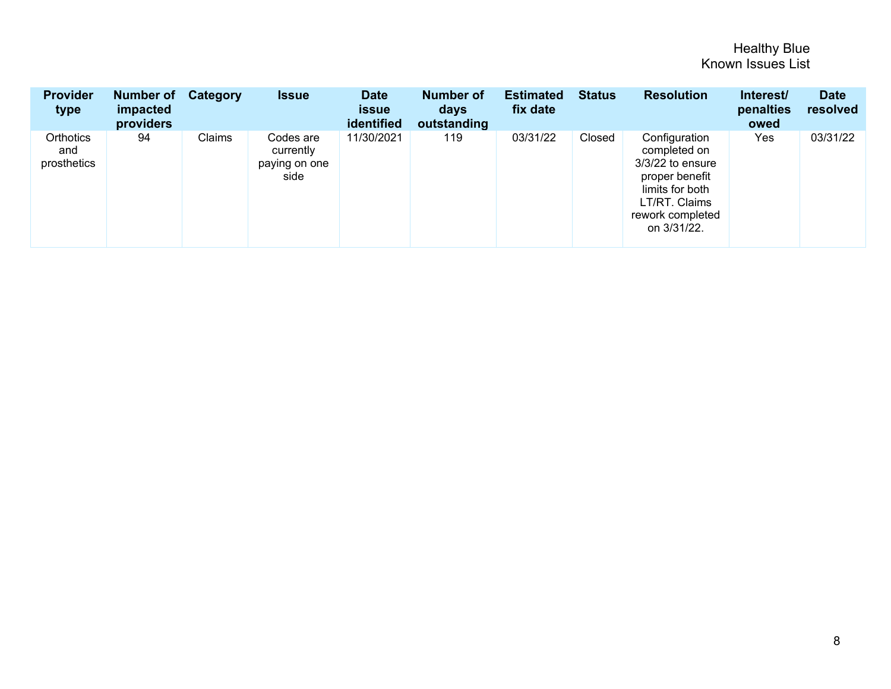Healthy Blue
Known Issues List

| Provider type | Number of impacted providers | Category | Issue | Date issue identified | Number of days outstanding | Estimated fix date | Status | Resolution | Interest/ penalties owed | Date resolved |
|---|---|---|---|---|---|---|---|---|---|---|
| Orthotics and prosthetics | 94 | Claims | Codes are currently paying on one side | 11/30/2021 | 119 | 03/31/22 | Closed | Configuration completed on 3/3/22 to ensure proper benefit limits for both LT/RT. Claims rework completed on 3/31/22. | Yes | 03/31/22 |